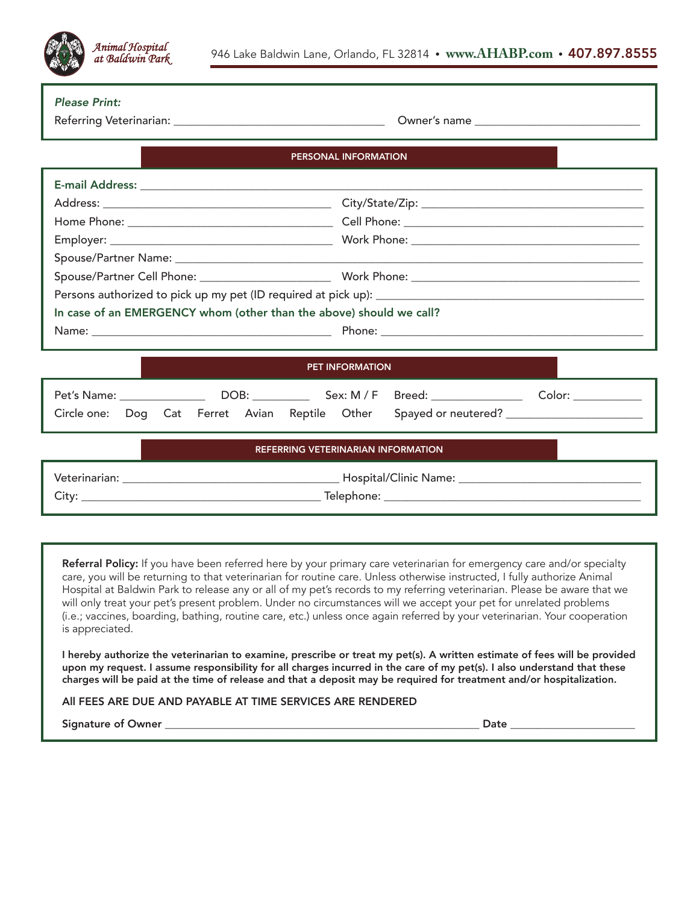**Animal Hospital at Baldwin Park**

946 Lake Baldwin Lane, Orlando, FL 32814 • **www.AHABP.com** • **407.897.8555**

*Please Print:*

Referring Veterinarian: ___________________________ Owner's name ___________________________

## PERSONAL INFORMATION

**E-mail Address:** ___________________________

Address: ___________________________ City/State/Zip: ___________________________

Home Phone: ___________________________ Cell Phone: ___________________________

Employer: ___________________________ Work Phone: ___________________________

Spouse/Partner Name: ___________________________

Spouse/Partner Cell Phone: ___________________________ Work Phone: ___________________________

Persons authorized to pick up my pet (ID required at pick up): ___________________________

**In case of an EMERGENCY whom (other than the above) should we call?**

Name: ___________________________ Phone: ___________________________

## PET INFORMATION

Pet's Name: ______________ DOB: __________ Sex: M / F Breed: ______________ Color: ____________

Circle one: Dog Cat Ferret Avian Reptile Other Spayed or neutered? ______________________

## REFERRING VETERINARIAN INFORMATION

Veterinarian: ___________________________ Hospital/Clinic Name: ___________________________

City: ___________________________ Telephone: ___________________________

**Referral Policy:** If you have been referred here by your primary care veterinarian for emergency care and/or specialty care, you will be returning to that veterinarian for routine care. Unless otherwise instructed, I fully authorize Animal Hospital at Baldwin Park to release any or all of my pet's records to my referring veterinarian. Please be aware that we will only treat your pet's present problem. Under no circumstances will we accept your pet for unrelated problems (i.e.; vaccines, boarding, bathing, routine care, etc.) unless once again referred by your veterinarian. Your cooperation is appreciated.

**I hereby authorize the veterinarian to examine, prescribe or treat my pet(s). A written estimate of fees will be provided upon my request. I assume responsibility for all charges incurred in the care of my pet(s). I also understand that these charges will be paid at the time of release and that a deposit may be required for treatment and/or hospitalization.**

All FEES ARE DUE AND PAYABLE AT TIME SERVICES ARE RENDERED

**Signature of Owner** ___________________________ **Date** ______________________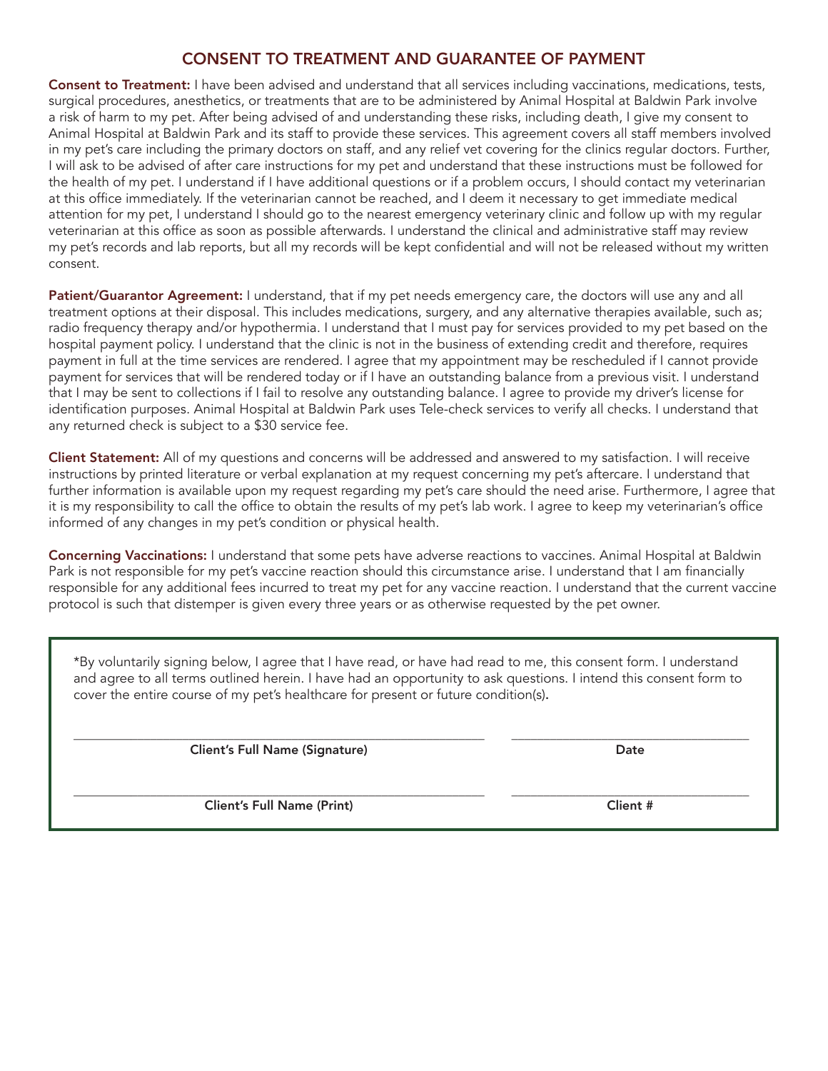## CONSENT TO TREATMENT AND GUARANTEE OF PAYMENT

**Consent to Treatment:** I have been advised and understand that all services including vaccinations, medications, tests, surgical procedures, anesthetics, or treatments that are to be administered by Animal Hospital at Baldwin Park involve a risk of harm to my pet. After being advised of and understanding these risks, including death, I give my consent to Animal Hospital at Baldwin Park and its staff to provide these services. This agreement covers all staff members involved in my pet's care including the primary doctors on staff, and any relief vet covering for the clinics regular doctors. Further, I will ask to be advised of after care instructions for my pet and understand that these instructions must be followed for the health of my pet. I understand if I have additional questions or if a problem occurs, I should contact my veterinarian at this office immediately. If the veterinarian cannot be reached, and I deem it necessary to get immediate medical attention for my pet, I understand I should go to the nearest emergency veterinary clinic and follow up with my regular veterinarian at this office as soon as possible afterwards. I understand the clinical and administrative staff may review my pet's records and lab reports, but all my records will be kept confidential and will not be released without my written consent.

**Patient/Guarantor Agreement:** I understand, that if my pet needs emergency care, the doctors will use any and all treatment options at their disposal. This includes medications, surgery, and any alternative therapies available, such as; radio frequency therapy and/or hypothermia. I understand that I must pay for services provided to my pet based on the hospital payment policy. I understand that the clinic is not in the business of extending credit and therefore, requires payment in full at the time services are rendered. I agree that my appointment may be rescheduled if I cannot provide payment for services that will be rendered today or if I have an outstanding balance from a previous visit. I understand that I may be sent to collections if I fail to resolve any outstanding balance. I agree to provide my driver's license for identification purposes. Animal Hospital at Baldwin Park uses Tele-check services to verify all checks. I understand that any returned check is subject to a $30 service fee.

**Client Statement:** All of my questions and concerns will be addressed and answered to my satisfaction. I will receive instructions by printed literature or verbal explanation at my request concerning my pet's aftercare. I understand that further information is available upon my request regarding my pet's care should the need arise. Furthermore, I agree that it is my responsibility to call the office to obtain the results of my pet's lab work. I agree to keep my veterinarian's office informed of any changes in my pet's condition or physical health.

**Concerning Vaccinations:** I understand that some pets have adverse reactions to vaccines. Animal Hospital at Baldwin Park is not responsible for my pet's vaccine reaction should this circumstance arise. I understand that I am financially responsible for any additional fees incurred to treat my pet for any vaccine reaction. I understand that the current vaccine protocol is such that distemper is given every three years or as otherwise requested by the pet owner.

*By voluntarily signing below, I agree that I have read, or have had read to me, this consent form. I understand and agree to all terms outlined herein. I have had an opportunity to ask questions. I intend this consent form to cover the entire course of my pet's healthcare for present or future condition(s).

______________________________ ______________________________

**Client's Full Name (Signature)** **Date**

______________________________ ______________________________

**Client's Full Name (Print)** **Client #**